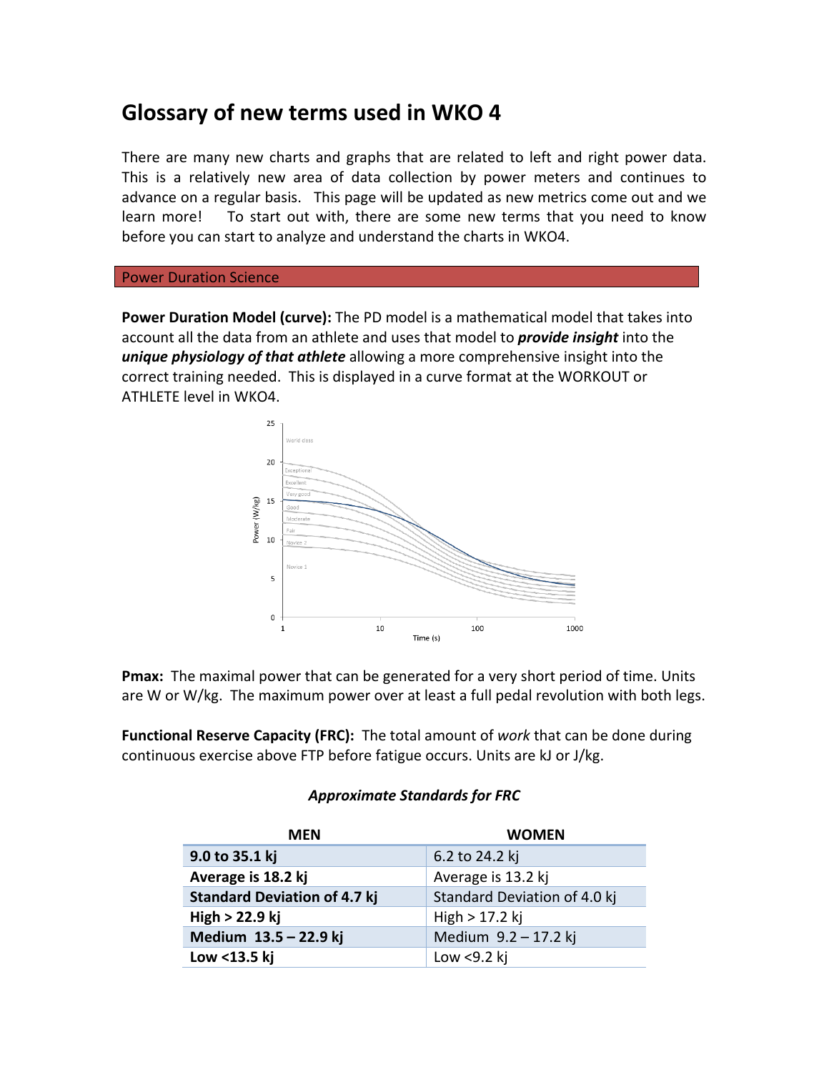# Glossary of new terms used in WKO 4

There are many new charts and graphs that are related to left and right power data. This is a relatively new area of data collection by power meters and continues to advance on a regular basis. This page will be updated as new metrics come out and we learn more! To start out with, there are some new terms that you need to know before you can start to analyze and understand the charts in WKO4.

## Power Duration Science

**Power Duration Model (curve):** The PD model is a mathematical model that takes into account all the data from an athlete and uses that model to ***provide insight*** into the ***unique physiology of that athlete*** allowing a more comprehensive insight into the correct training needed. This is displayed in a curve format at the WORKOUT or ATHLETE level in WKO4.

**Pmax:** The maximal power that can be generated for a very short period of time. Units are W or W/kg. The maximum power over at least a full pedal revolution with both legs.

**Functional Reserve Capacity (FRC):** The total amount of *work* that can be done during continuous exercise above FTP before fatigue occurs. Units are kJ or J/kg.

***Approximate Standards for FRC***

| MEN | WOMEN |
|---|---|
| **9.0 to 35.1 kj** | 6.2 to 24.2 kj |
| **Average is 18.2 kj** | Average is 13.2 kj |
| **Standard Deviation of 4.7 kj** | Standard Deviation of 4.0 kj |
| **High > 22.9 kj** | High > 17.2 kj |
| **Medium 13.5 – 22.9 kj** | Medium 9.2 – 17.2 kj |
| **Low <13.5 kj** | Low <9.2 kj |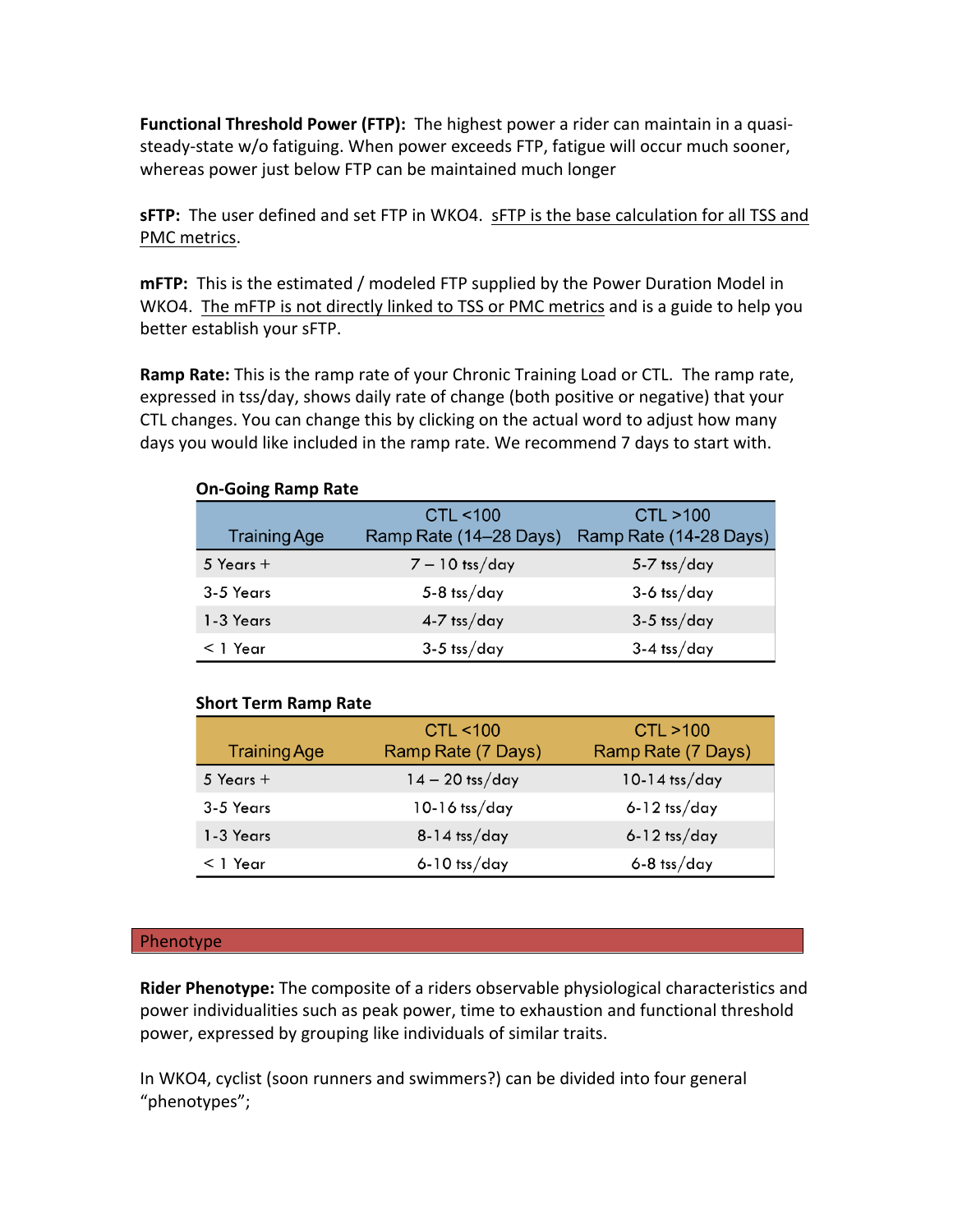**Functional Threshold Power (FTP):** The highest power a rider can maintain in a quasi-steady-state w/o fatiguing. When power exceeds FTP, fatigue will occur much sooner, whereas power just below FTP can be maintained much longer

**sFTP:** The user defined and set FTP in WKO4. sFTP is the base calculation for all TSS and PMC metrics.

**mFTP:** This is the estimated / modeled FTP supplied by the Power Duration Model in WKO4. The mFTP is not directly linked to TSS or PMC metrics and is a guide to help you better establish your sFTP.

**Ramp Rate:** This is the ramp rate of your Chronic Training Load or CTL. The ramp rate, expressed in tss/day, shows daily rate of change (both positive or negative) that your CTL changes. You can change this by clicking on the actual word to adjust how many days you would like included in the ramp rate. We recommend 7 days to start with.

**On-Going Ramp Rate**

| Training Age | CTL <100 Ramp Rate (14–28 Days) | CTL >100 Ramp Rate (14-28 Days) |
|---|---|---|
| 5 Years + | 7 – 10 tss/day | 5-7 tss/day |
| 3-5 Years | 5-8 tss/day | 3-6 tss/day |
| 1-3 Years | 4-7 tss/day | 3-5 tss/day |
| < 1 Year | 3-5 tss/day | 3-4 tss/day |

**Short Term Ramp Rate**

| Training Age | CTL <100 Ramp Rate (7 Days) | CTL >100 Ramp Rate (7 Days) |
|---|---|---|
| 5 Years + | 14 – 20 tss/day | 10-14 tss/day |
| 3-5 Years | 10-16 tss/day | 6-12 tss/day |
| 1-3 Years | 8-14 tss/day | 6-12 tss/day |
| < 1 Year | 6-10 tss/day | 6-8 tss/day |

## Phenotype

**Rider Phenotype:** The composite of a riders observable physiological characteristics and power individualities such as peak power, time to exhaustion and functional threshold power, expressed by grouping like individuals of similar traits.

In WKO4, cyclist (soon runners and swimmers?) can be divided into four general "phenotypes";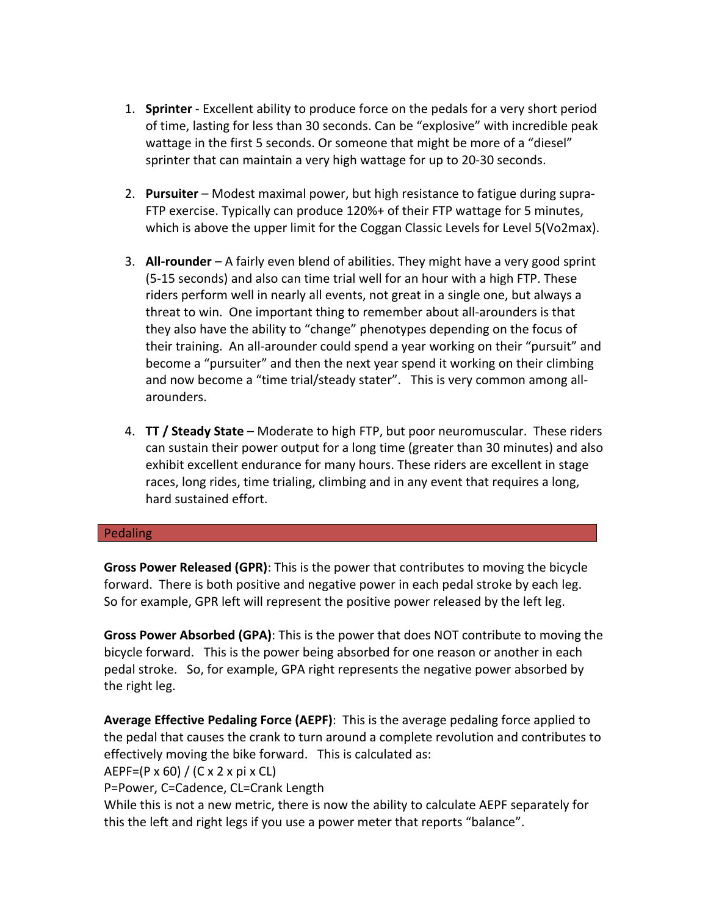1. **Sprinter** - Excellent ability to produce force on the pedals for a very short period of time, lasting for less than 30 seconds. Can be "explosive" with incredible peak wattage in the first 5 seconds. Or someone that might be more of a "diesel" sprinter that can maintain a very high wattage for up to 20-30 seconds.

2. **Pursuiter** – Modest maximal power, but high resistance to fatigue during supra-FTP exercise. Typically can produce 120%+ of their FTP wattage for 5 minutes, which is above the upper limit for the Coggan Classic Levels for Level 5(Vo2max).

3. **All-rounder** – A fairly even blend of abilities. They might have a very good sprint (5-15 seconds) and also can time trial well for an hour with a high FTP. These riders perform well in nearly all events, not great in a single one, but always a threat to win. One important thing to remember about all-arounders is that they also have the ability to "change" phenotypes depending on the focus of their training. An all-arounder could spend a year working on their "pursuit" and become a "pursuiter" and then the next year spend it working on their climbing and now become a "time trial/steady stater". This is very common among all-arounders.

4. **TT / Steady State** – Moderate to high FTP, but poor neuromuscular. These riders can sustain their power output for a long time (greater than 30 minutes) and also exhibit excellent endurance for many hours. These riders are excellent in stage races, long rides, time trialing, climbing and in any event that requires a long, hard sustained effort.

## Pedaling

**Gross Power Released (GPR)**: This is the power that contributes to moving the bicycle forward. There is both positive and negative power in each pedal stroke by each leg. So for example, GPR left will represent the positive power released by the left leg.

**Gross Power Absorbed (GPA)**: This is the power that does NOT contribute to moving the bicycle forward. This is the power being absorbed for one reason or another in each pedal stroke. So, for example, GPA right represents the negative power absorbed by the right leg.

**Average Effective Pedaling Force (AEPF)**: This is the average pedaling force applied to the pedal that causes the crank to turn around a complete revolution and contributes to effectively moving the bike forward. This is calculated as:

$AEPF=(P \times 60) / (C \times 2 \times \pi \times CL)$

P=Power, C=Cadence, CL=Crank Length

While this is not a new metric, there is now the ability to calculate AEPF separately for this the left and right legs if you use a power meter that reports "balance".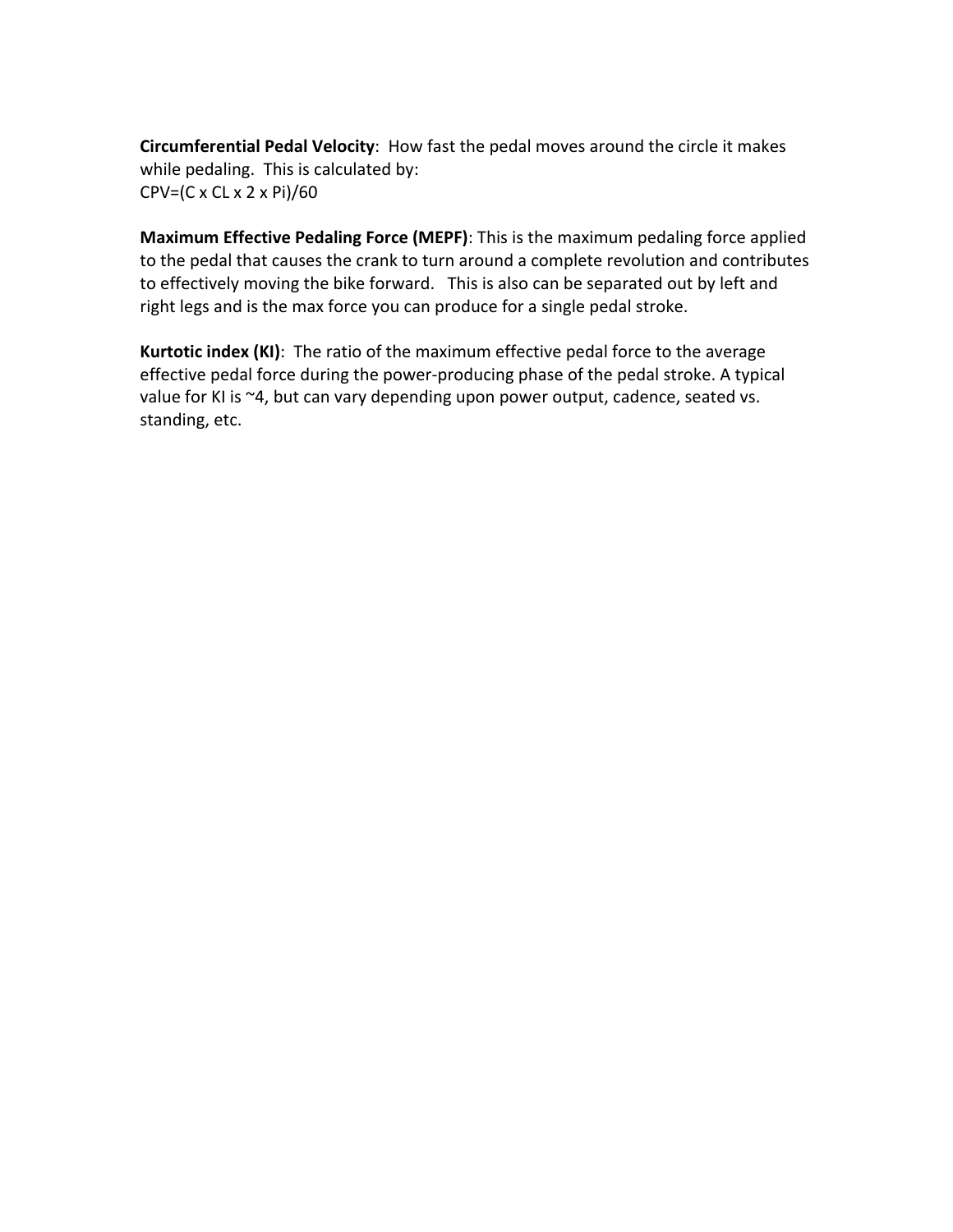**Circumferential Pedal Velocity**: How fast the pedal moves around the circle it makes while pedaling. This is calculated by:
$CPV=(C \times CL \times 2 \times Pi)/60$

**Maximum Effective Pedaling Force (MEPF)**: This is the maximum pedaling force applied to the pedal that causes the crank to turn around a complete revolution and contributes to effectively moving the bike forward. This is also can be separated out by left and right legs and is the max force you can produce for a single pedal stroke.

**Kurtotic index (KI)**: The ratio of the maximum effective pedal force to the average effective pedal force during the power-producing phase of the pedal stroke. A typical value for KI is ~4, but can vary depending upon power output, cadence, seated vs. standing, etc.